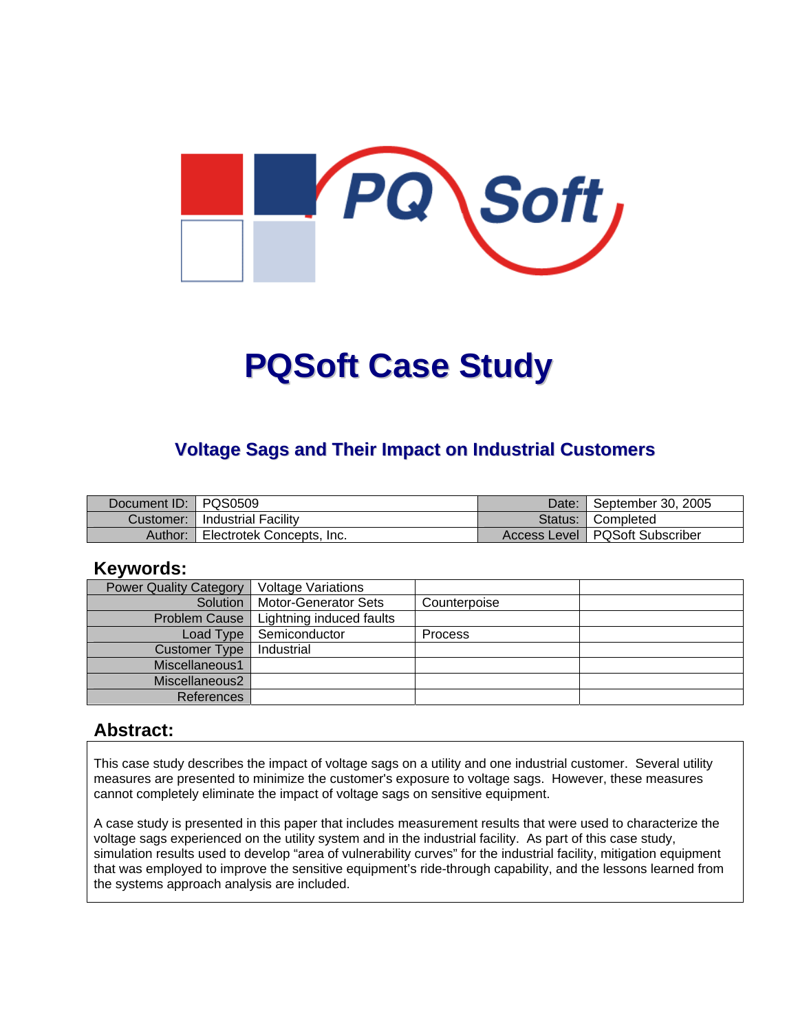# PQSoft Case Study

## Voltage Sags and Their Impact on Industrial Customers

| Document ID: | PQS0509 | Date: | September 30, 2005 |
|---|---|---|---|
| Customer: | Industrial Facility | Status: | Completed |
| Author: | Electrotek Concepts, Inc. | Access Level | PQSoft Subscriber |

### Keywords:

| Power Quality Category | Voltage Variations | | |
|---|---|---|---|
| Solution | Motor-Generator Sets | Counterpoise | |
| Problem Cause | Lightning induced faults | | |
| Load Type | Semiconductor | Process | |
| Customer Type | Industrial | | |
| Miscellaneous1 | | | |
| Miscellaneous2 | | | |
| References | | | |

### Abstract:

This case study describes the impact of voltage sags on a utility and one industrial customer. Several utility measures are presented to minimize the customer's exposure to voltage sags. However, these measures cannot completely eliminate the impact of voltage sags on sensitive equipment.

A case study is presented in this paper that includes measurement results that were used to characterize the voltage sags experienced on the utility system and in the industrial facility. As part of this case study, simulation results used to develop "area of vulnerability curves" for the industrial facility, mitigation equipment that was employed to improve the sensitive equipment's ride-through capability, and the lessons learned from the systems approach analysis are included.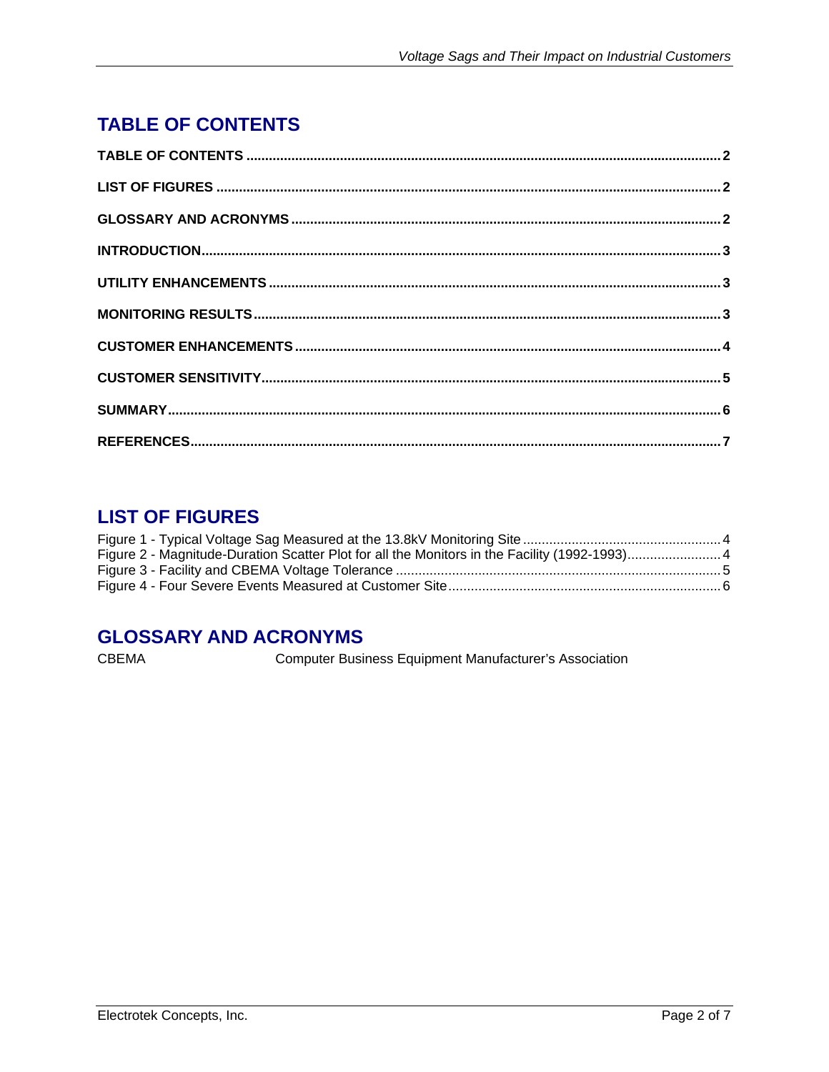## TABLE OF CONTENTS

**TABLE OF CONTENTS** .......... **2**

**LIST OF FIGURES** .......... **2**

**GLOSSARY AND ACRONYMS** .......... **2**

**INTRODUCTION** .......... **3**

**UTILITY ENHANCEMENTS** .......... **3**

**MONITORING RESULTS** .......... **3**

**CUSTOMER ENHANCEMENTS** .......... **4**

**CUSTOMER SENSITIVITY** .......... **5**

**SUMMARY** .......... **6**

**REFERENCES** .......... **7**

## LIST OF FIGURES

Figure 1 - Typical Voltage Sag Measured at the 13.8kV Monitoring Site .......... 4
Figure 2 - Magnitude-Duration Scatter Plot for all the Monitors in the Facility (1992-1993) .......... 4
Figure 3 - Facility and CBEMA Voltage Tolerance .......... 5
Figure 4 - Four Severe Events Measured at Customer Site .......... 6

## GLOSSARY AND ACRONYMS

| | |
|---|---|
| CBEMA | Computer Business Equipment Manufacturer's Association |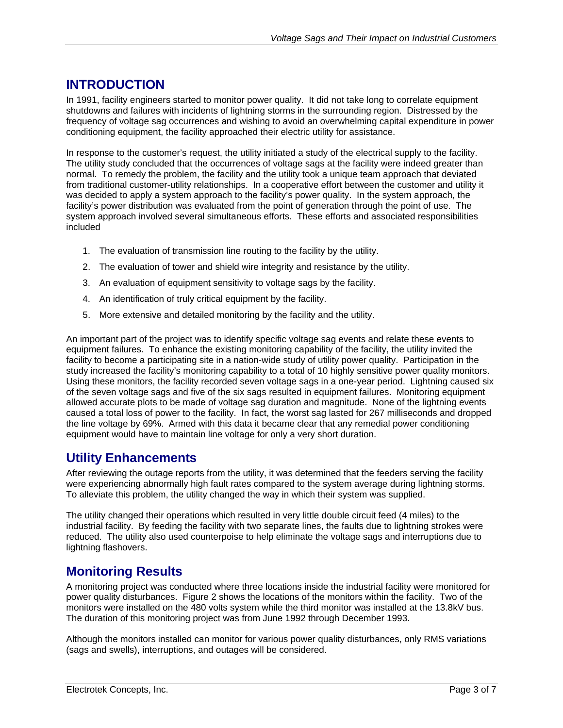## INTRODUCTION

In 1991, facility engineers started to monitor power quality. It did not take long to correlate equipment shutdowns and failures with incidents of lightning storms in the surrounding region. Distressed by the frequency of voltage sag occurrences and wishing to avoid an overwhelming capital expenditure in power conditioning equipment, the facility approached their electric utility for assistance.

In response to the customer's request, the utility initiated a study of the electrical supply to the facility. The utility study concluded that the occurrences of voltage sags at the facility were indeed greater than normal. To remedy the problem, the facility and the utility took a unique team approach that deviated from traditional customer-utility relationships. In a cooperative effort between the customer and utility it was decided to apply a system approach to the facility's power quality. In the system approach, the facility's power distribution was evaluated from the point of generation through the point of use. The system approach involved several simultaneous efforts. These efforts and associated responsibilities included

1. The evaluation of transmission line routing to the facility by the utility.
2. The evaluation of tower and shield wire integrity and resistance by the utility.
3. An evaluation of equipment sensitivity to voltage sags by the facility.
4. An identification of truly critical equipment by the facility.
5. More extensive and detailed monitoring by the facility and the utility.

An important part of the project was to identify specific voltage sag events and relate these events to equipment failures. To enhance the existing monitoring capability of the facility, the utility invited the facility to become a participating site in a nation-wide study of utility power quality. Participation in the study increased the facility's monitoring capability to a total of 10 highly sensitive power quality monitors. Using these monitors, the facility recorded seven voltage sags in a one-year period. Lightning caused six of the seven voltage sags and five of the six sags resulted in equipment failures. Monitoring equipment allowed accurate plots to be made of voltage sag duration and magnitude. None of the lightning events caused a total loss of power to the facility. In fact, the worst sag lasted for 267 milliseconds and dropped the line voltage by 69%. Armed with this data it became clear that any remedial power conditioning equipment would have to maintain line voltage for only a very short duration.

## Utility Enhancements

After reviewing the outage reports from the utility, it was determined that the feeders serving the facility were experiencing abnormally high fault rates compared to the system average during lightning storms. To alleviate this problem, the utility changed the way in which their system was supplied.

The utility changed their operations which resulted in very little double circuit feed (4 miles) to the industrial facility. By feeding the facility with two separate lines, the faults due to lightning strokes were reduced. The utility also used counterpoise to help eliminate the voltage sags and interruptions due to lightning flashovers.

## Monitoring Results

A monitoring project was conducted where three locations inside the industrial facility were monitored for power quality disturbances. Figure 2 shows the locations of the monitors within the facility. Two of the monitors were installed on the 480 volts system while the third monitor was installed at the 13.8kV bus. The duration of this monitoring project was from June 1992 through December 1993.

Although the monitors installed can monitor for various power quality disturbances, only RMS variations (sags and swells), interruptions, and outages will be considered.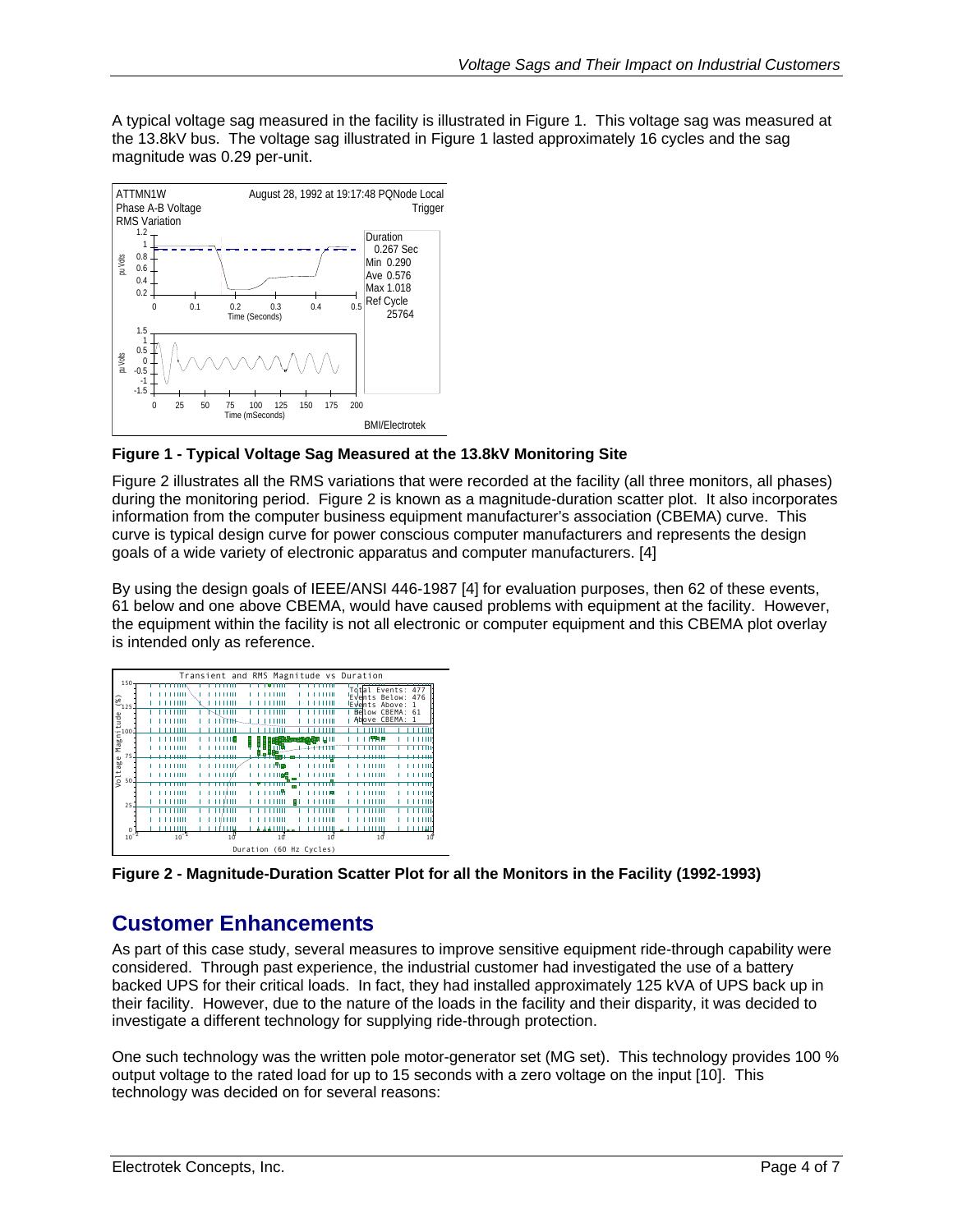A typical voltage sag measured in the facility is illustrated in Figure 1. This voltage sag was measured at the 13.8kV bus. The voltage sag illustrated in Figure 1 lasted approximately 16 cycles and the sag magnitude was 0.29 per-unit.

**Figure 1 - Typical Voltage Sag Measured at the 13.8kV Monitoring Site**

Figure 2 illustrates all the RMS variations that were recorded at the facility (all three monitors, all phases) during the monitoring period. Figure 2 is known as a magnitude-duration scatter plot. It also incorporates information from the computer business equipment manufacturer's association (CBEMA) curve. This curve is typical design curve for power conscious computer manufacturers and represents the design goals of a wide variety of electronic apparatus and computer manufacturers. [4]

By using the design goals of IEEE/ANSI 446-1987 [4] for evaluation purposes, then 62 of these events, 61 below and one above CBEMA, would have caused problems with equipment at the facility. However, the equipment within the facility is not all electronic or computer equipment and this CBEMA plot overlay is intended only as reference.

**Figure 2 - Magnitude-Duration Scatter Plot for all the Monitors in the Facility (1992-1993)**

## Customer Enhancements

As part of this case study, several measures to improve sensitive equipment ride-through capability were considered. Through past experience, the industrial customer had investigated the use of a battery backed UPS for their critical loads. In fact, they had installed approximately 125 kVA of UPS back up in their facility. However, due to the nature of the loads in the facility and their disparity, it was decided to investigate a different technology for supplying ride-through protection.

One such technology was the written pole motor-generator set (MG set). This technology provides 100 % output voltage to the rated load for up to 15 seconds with a zero voltage on the input [10]. This technology was decided on for several reasons: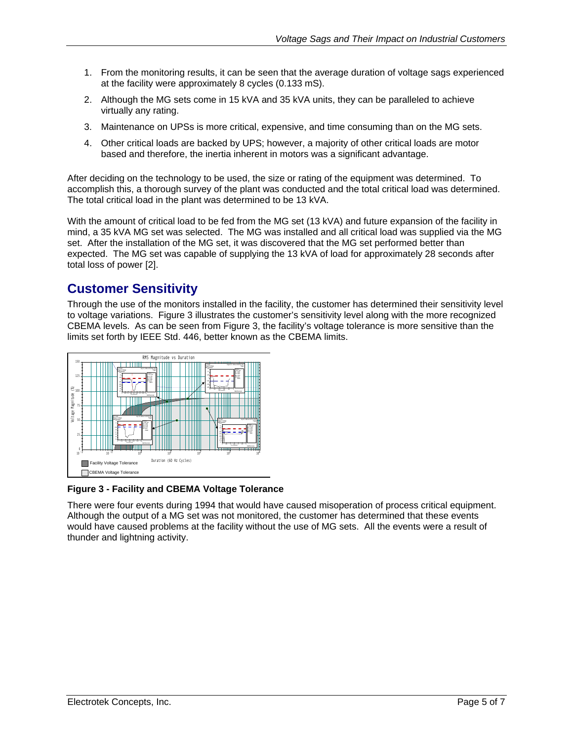1. From the monitoring results, it can be seen that the average duration of voltage sags experienced at the facility were approximately 8 cycles (0.133 mS).
2. Although the MG sets come in 15 kVA and 35 kVA units, they can be paralleled to achieve virtually any rating.
3. Maintenance on UPSs is more critical, expensive, and time consuming than on the MG sets.
4. Other critical loads are backed by UPS; however, a majority of other critical loads are motor based and therefore, the inertia inherent in motors was a significant advantage.

After deciding on the technology to be used, the size or rating of the equipment was determined. To accomplish this, a thorough survey of the plant was conducted and the total critical load was determined. The total critical load in the plant was determined to be 13 kVA.

With the amount of critical load to be fed from the MG set (13 kVA) and future expansion of the facility in mind, a 35 kVA MG set was selected. The MG was installed and all critical load was supplied via the MG set. After the installation of the MG set, it was discovered that the MG set performed better than expected. The MG set was capable of supplying the 13 kVA of load for approximately 28 seconds after total loss of power [2].

## Customer Sensitivity

Through the use of the monitors installed in the facility, the customer has determined their sensitivity level to voltage variations. Figure 3 illustrates the customer's sensitivity level along with the more recognized CBEMA levels. As can be seen from Figure 3, the facility's voltage tolerance is more sensitive than the limits set forth by IEEE Std. 446, better known as the CBEMA limits.

**Figure 3 - Facility and CBEMA Voltage Tolerance**

There were four events during 1994 that would have caused misoperation of process critical equipment. Although the output of a MG set was not monitored, the customer has determined that these events would have caused problems at the facility without the use of MG sets. All the events were a result of thunder and lightning activity.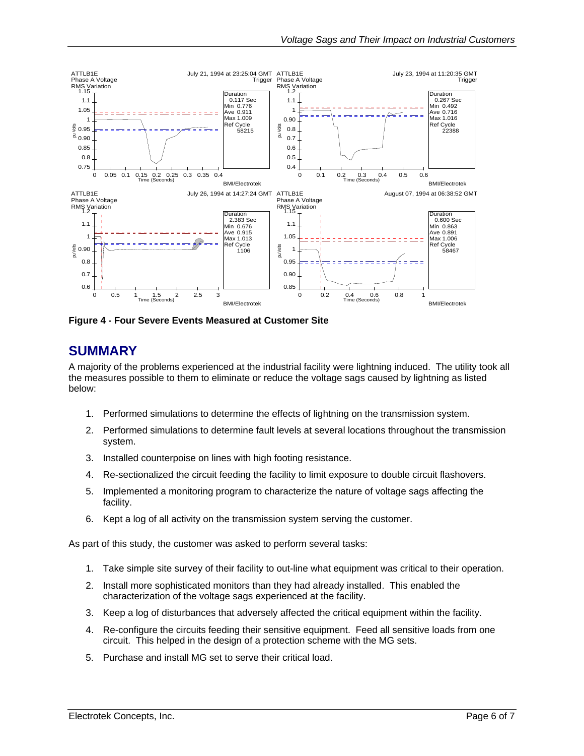**Figure 4 - Four Severe Events Measured at Customer Site**

## SUMMARY

A majority of the problems experienced at the industrial facility were lightning induced. The utility took all the measures possible to them to eliminate or reduce the voltage sags caused by lightning as listed below:

1. Performed simulations to determine the effects of lightning on the transmission system.
2. Performed simulations to determine fault levels at several locations throughout the transmission system.
3. Installed counterpoise on lines with high footing resistance.
4. Re-sectionalized the circuit feeding the facility to limit exposure to double circuit flashovers.
5. Implemented a monitoring program to characterize the nature of voltage sags affecting the facility.
6. Kept a log of all activity on the transmission system serving the customer.

As part of this study, the customer was asked to perform several tasks:

1. Take simple site survey of their facility to out-line what equipment was critical to their operation.
2. Install more sophisticated monitors than they had already installed. This enabled the characterization of the voltage sags experienced at the facility.
3. Keep a log of disturbances that adversely affected the critical equipment within the facility.
4. Re-configure the circuits feeding their sensitive equipment. Feed all sensitive loads from one circuit. This helped in the design of a protection scheme with the MG sets.
5. Purchase and install MG set to serve their critical load.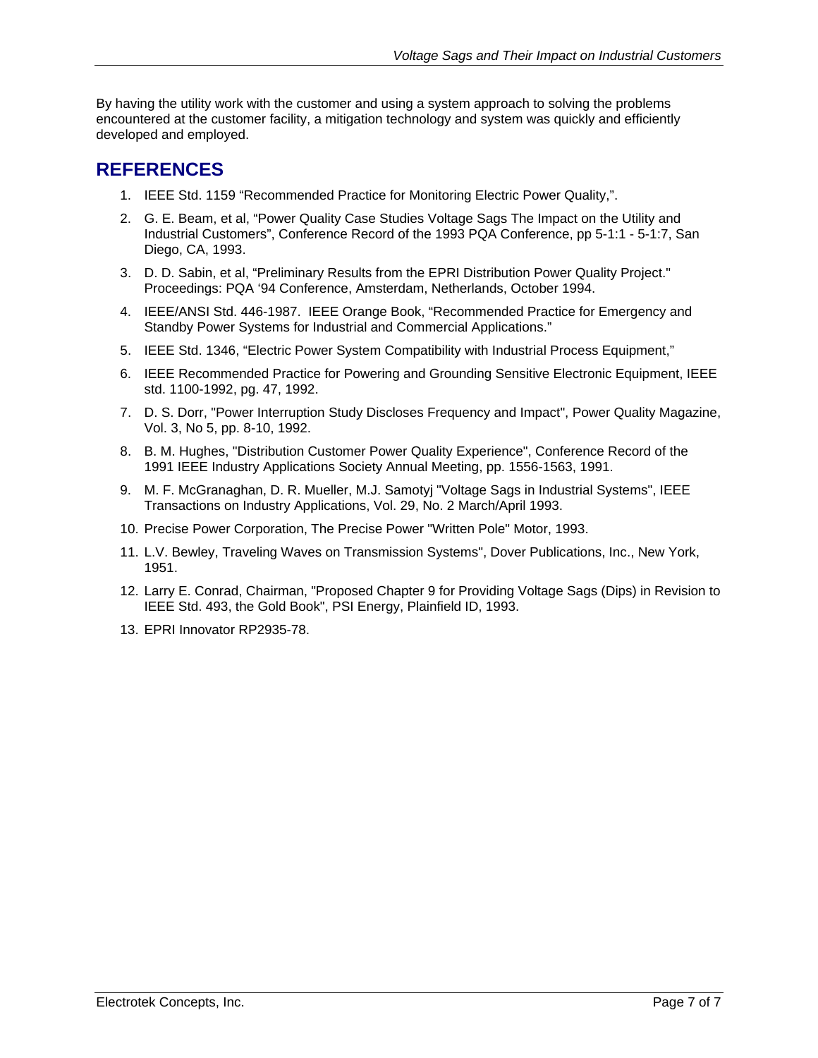By having the utility work with the customer and using a system approach to solving the problems encountered at the customer facility, a mitigation technology and system was quickly and efficiently developed and employed.

## REFERENCES

1. IEEE Std. 1159 "Recommended Practice for Monitoring Electric Power Quality,".
2. G. E. Beam, et al, "Power Quality Case Studies Voltage Sags The Impact on the Utility and Industrial Customers", Conference Record of the 1993 PQA Conference, pp 5-1:1 - 5-1:7, San Diego, CA, 1993.
3. D. D. Sabin, et al, "Preliminary Results from the EPRI Distribution Power Quality Project." Proceedings: PQA '94 Conference, Amsterdam, Netherlands, October 1994.
4. IEEE/ANSI Std. 446-1987. IEEE Orange Book, "Recommended Practice for Emergency and Standby Power Systems for Industrial and Commercial Applications."
5. IEEE Std. 1346, "Electric Power System Compatibility with Industrial Process Equipment,"
6. IEEE Recommended Practice for Powering and Grounding Sensitive Electronic Equipment, IEEE std. 1100-1992, pg. 47, 1992.
7. D. S. Dorr, "Power Interruption Study Discloses Frequency and Impact", Power Quality Magazine, Vol. 3, No 5, pp. 8-10, 1992.
8. B. M. Hughes, "Distribution Customer Power Quality Experience", Conference Record of the 1991 IEEE Industry Applications Society Annual Meeting, pp. 1556-1563, 1991.
9. M. F. McGranaghan, D. R. Mueller, M.J. Samotyj "Voltage Sags in Industrial Systems", IEEE Transactions on Industry Applications, Vol. 29, No. 2 March/April 1993.
10. Precise Power Corporation, The Precise Power "Written Pole" Motor, 1993.
11. L.V. Bewley, Traveling Waves on Transmission Systems", Dover Publications, Inc., New York, 1951.
12. Larry E. Conrad, Chairman, "Proposed Chapter 9 for Providing Voltage Sags (Dips) in Revision to IEEE Std. 493, the Gold Book", PSI Energy, Plainfield ID, 1993.
13. EPRI Innovator RP2935-78.